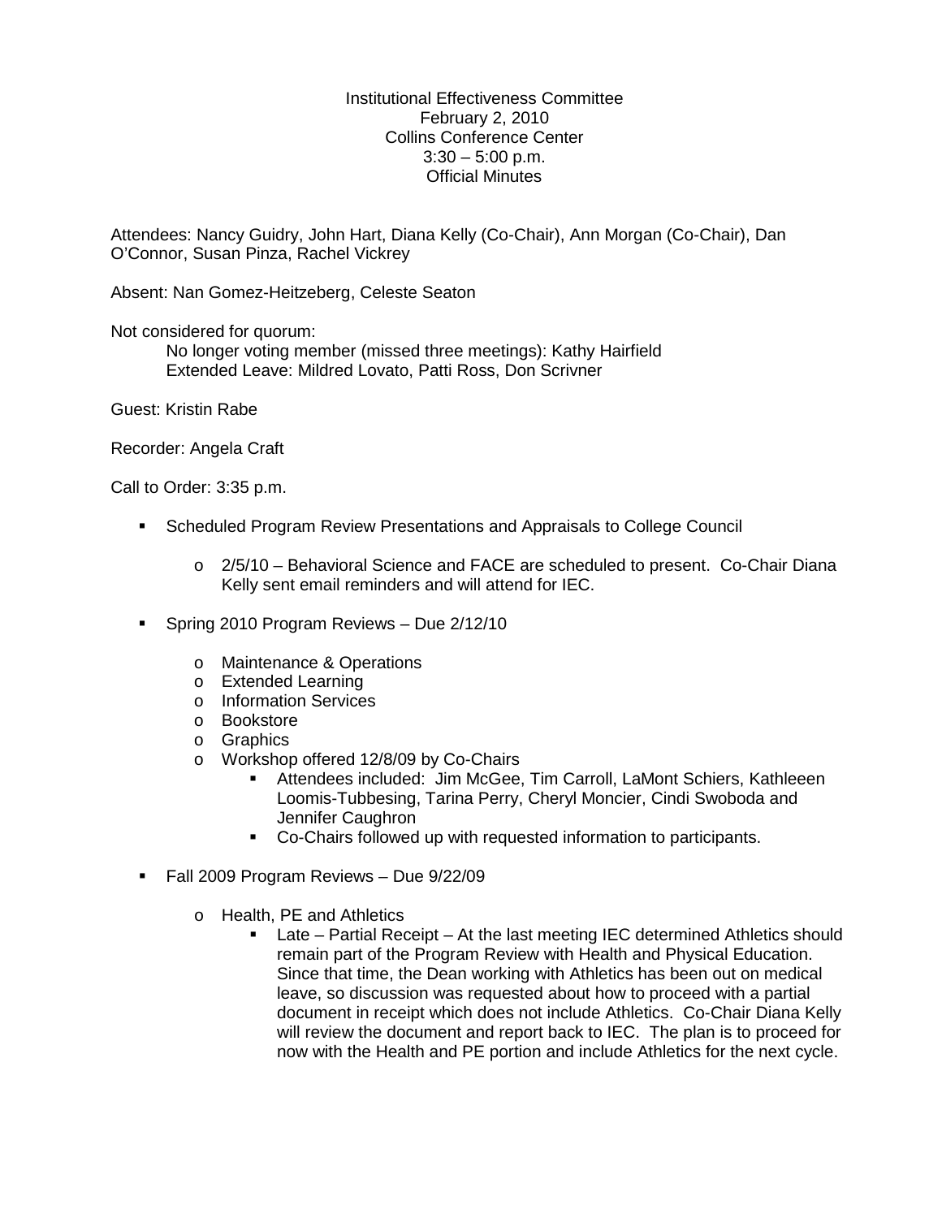Institutional Effectiveness Committee
February 2, 2010
Collins Conference Center
3:30 – 5:00 p.m.
Official Minutes

Attendees: Nancy Guidry, John Hart, Diana Kelly (Co-Chair), Ann Morgan (Co-Chair), Dan O'Connor, Susan Pinza, Rachel Vickrey

Absent: Nan Gomez-Heitzeberg, Celeste Seaton

Not considered for quorum:

> No longer voting member (missed three meetings): Kathy Hairfield
> Extended Leave: Mildred Lovato, Patti Ross, Don Scrivner

Guest: Kristin Rabe

Recorder: Angela Craft

Call to Order: 3:35 p.m.

- Scheduled Program Review Presentations and Appraisals to College Council
  - 2/5/10 – Behavioral Science and FACE are scheduled to present. Co-Chair Diana Kelly sent email reminders and will attend for IEC.
- Spring 2010 Program Reviews – Due 2/12/10
  - Maintenance & Operations
  - Extended Learning
  - Information Services
  - Bookstore
  - Graphics
  - Workshop offered 12/8/09 by Co-Chairs
    - Attendees included: Jim McGee, Tim Carroll, LaMont Schiers, Kathleeen Loomis-Tubbesing, Tarina Perry, Cheryl Moncier, Cindi Swoboda and Jennifer Caughron
    - Co-Chairs followed up with requested information to participants.
- Fall 2009 Program Reviews – Due 9/22/09
  - Health, PE and Athletics
    - Late – Partial Receipt – At the last meeting IEC determined Athletics should remain part of the Program Review with Health and Physical Education. Since that time, the Dean working with Athletics has been out on medical leave, so discussion was requested about how to proceed with a partial document in receipt which does not include Athletics. Co-Chair Diana Kelly will review the document and report back to IEC. The plan is to proceed for now with the Health and PE portion and include Athletics for the next cycle.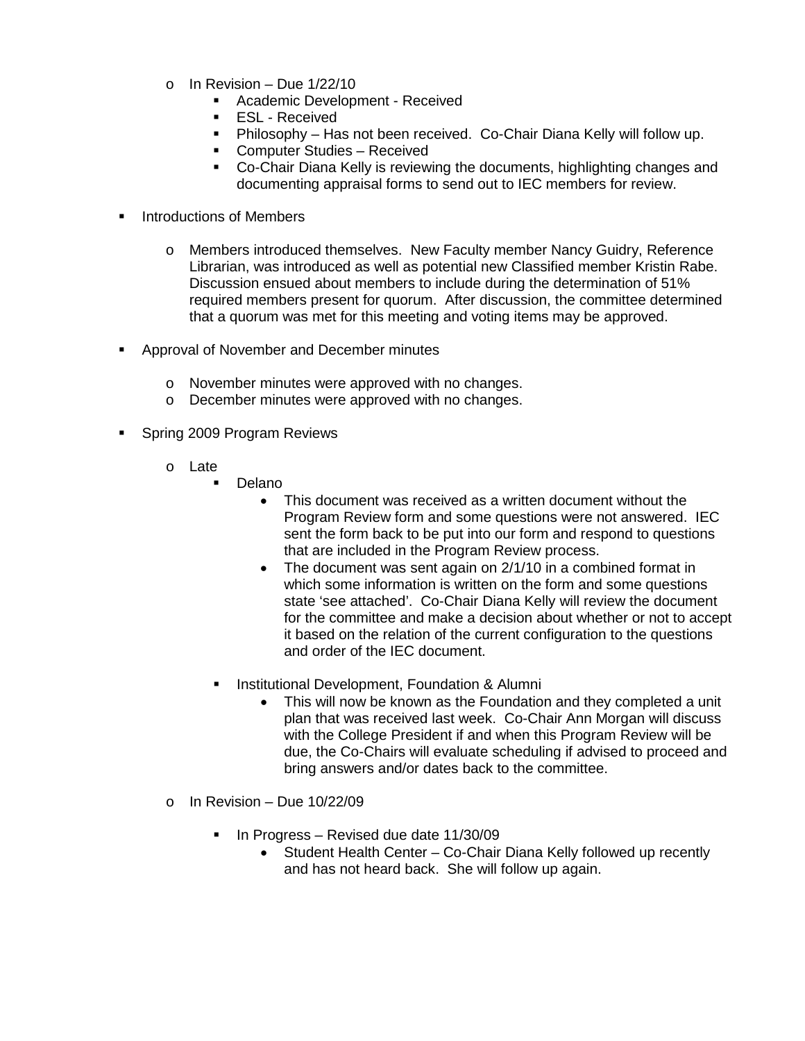- In Revision – Due 1/22/10
  - Academic Development - Received
  - ESL - Received
  - Philosophy – Has not been received. Co-Chair Diana Kelly will follow up.
  - Computer Studies – Received
  - Co-Chair Diana Kelly is reviewing the documents, highlighting changes and documenting appraisal forms to send out to IEC members for review.

- Introductions of Members

  - Members introduced themselves. New Faculty member Nancy Guidry, Reference Librarian, was introduced as well as potential new Classified member Kristin Rabe. Discussion ensued about members to include during the determination of 51% required members present for quorum. After discussion, the committee determined that a quorum was met for this meeting and voting items may be approved.

- Approval of November and December minutes

  - November minutes were approved with no changes.
  - December minutes were approved with no changes.

- Spring 2009 Program Reviews

  - Late
    - Delano
      - This document was received as a written document without the Program Review form and some questions were not answered. IEC sent the form back to be put into our form and respond to questions that are included in the Program Review process.
      - The document was sent again on 2/1/10 in a combined format in which some information is written on the form and some questions state 'see attached'. Co-Chair Diana Kelly will review the document for the committee and make a decision about whether or not to accept it based on the relation of the current configuration to the questions and order of the IEC document.

    - Institutional Development, Foundation & Alumni
      - This will now be known as the Foundation and they completed a unit plan that was received last week. Co-Chair Ann Morgan will discuss with the College President if and when this Program Review will be due, the Co-Chairs will evaluate scheduling if advised to proceed and bring answers and/or dates back to the committee.

  - In Revision – Due 10/22/09

    - In Progress – Revised due date 11/30/09
      - Student Health Center – Co-Chair Diana Kelly followed up recently and has not heard back. She will follow up again.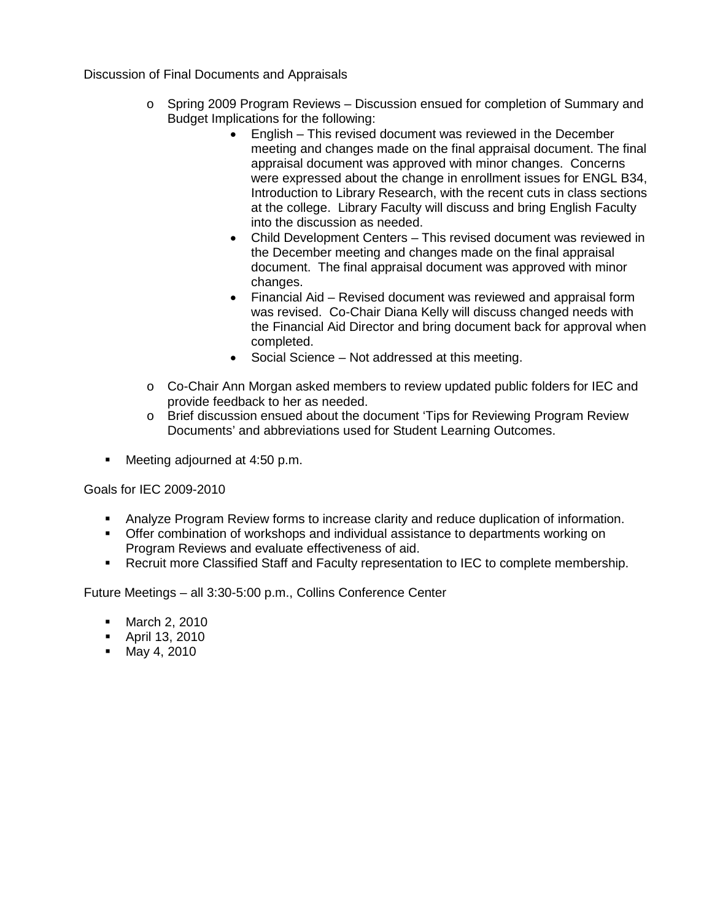Discussion of Final Documents and Appraisals

- Spring 2009 Program Reviews – Discussion ensued for completion of Summary and Budget Implications for the following:
    - English – This revised document was reviewed in the December meeting and changes made on the final appraisal document. The final appraisal document was approved with minor changes. Concerns were expressed about the change in enrollment issues for ENGL B34, Introduction to Library Research, with the recent cuts in class sections at the college. Library Faculty will discuss and bring English Faculty into the discussion as needed.
    - Child Development Centers – This revised document was reviewed in the December meeting and changes made on the final appraisal document. The final appraisal document was approved with minor changes.
    - Financial Aid – Revised document was reviewed and appraisal form was revised. Co-Chair Diana Kelly will discuss changed needs with the Financial Aid Director and bring document back for approval when completed.
    - Social Science – Not addressed at this meeting.
- Co-Chair Ann Morgan asked members to review updated public folders for IEC and provide feedback to her as needed.
- Brief discussion ensued about the document 'Tips for Reviewing Program Review Documents' and abbreviations used for Student Learning Outcomes.

- Meeting adjourned at 4:50 p.m.

Goals for IEC 2009-2010

- Analyze Program Review forms to increase clarity and reduce duplication of information.
- Offer combination of workshops and individual assistance to departments working on Program Reviews and evaluate effectiveness of aid.
- Recruit more Classified Staff and Faculty representation to IEC to complete membership.

Future Meetings – all 3:30-5:00 p.m., Collins Conference Center

- March 2, 2010
- April 13, 2010
- May 4, 2010